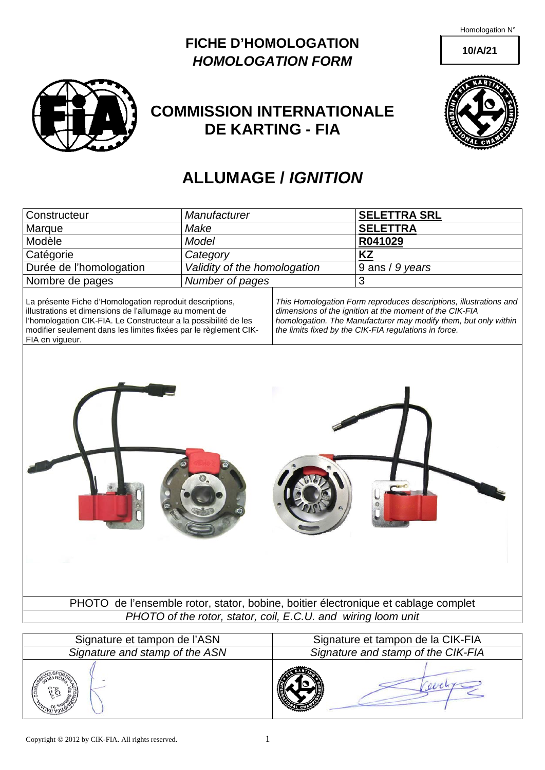Homologation N° **10/A/21**

# FICHE D'HOMOLOGATION
## *HOMOLOGATION FORM*

## COMMISSION INTERNATIONALE DE KARTING - FIA

# ALLUMAGE / *IGNITION*

| Constructeur | *Manufacturer* | **SELETTRA SRL** |
|---|---|---|
| Marque | *Make* | **SELETTRA** |
| Modèle | *Model* | **R041029** |
| Catégorie | *Category* | **KZ** |
| Durée de l'homologation | *Validity of the homologation* | 9 ans / *9 years* |
| Nombre de pages | *Number of pages* | 3 |

La présente Fiche d'Homologation reproduit descriptions, illustrations et dimensions de l'allumage au moment de l'homologation CIK-FIA. Le Constructeur a la possibilité de les modifier seulement dans les limites fixées par le règlement CIK-FIA en vigueur.

*This Homologation Form reproduces descriptions, illustrations and dimensions of the ignition at the moment of the CIK-FIA homologation. The Manufacturer may modify them, but only within the limits fixed by the CIK-FIA regulations in force.*

PHOTO de l'ensemble rotor, stator, bobine, boitier électronique et cablage complet

*PHOTO of the rotor, stator, coil, E.C.U. and wiring loom unit*

| Signature et tampon de l'ASN | Signature et tampon de la CIK-FIA |
|---|---|
| *Signature and stamp of the ASN* | *Signature and stamp of the CIK-FIA* |

Copyright © 2012 by CIK-FIA. All rights reserved.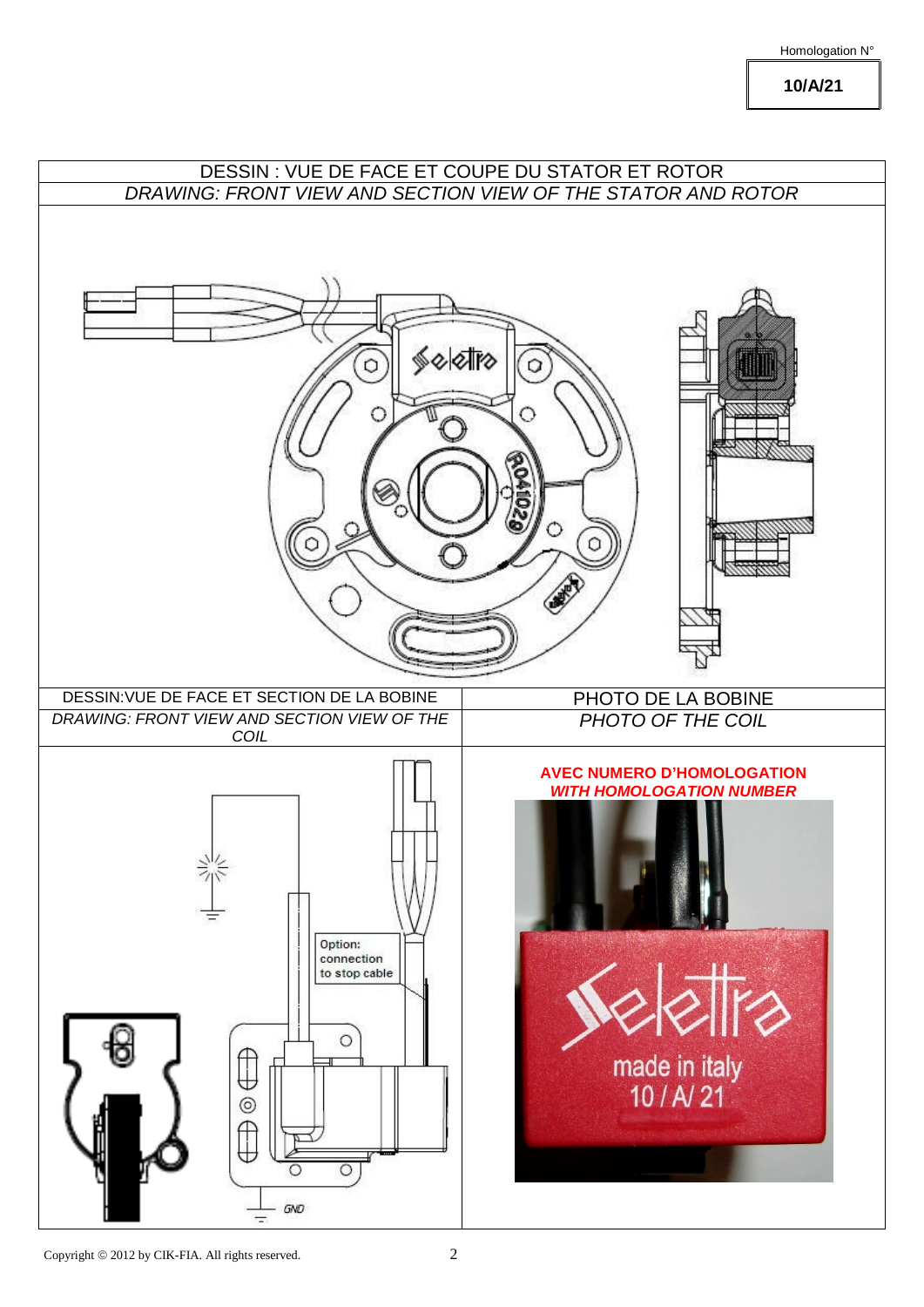Homologation N°

**10/A/21**

| DESSIN : VUE DE FACE ET COUPE DU STATOR ET ROTOR |
| --- |
| *DRAWING: FRONT VIEW AND SECTION VIEW OF THE STATOR AND ROTOR* |

| DESSIN:VUE DE FACE ET SECTION DE LA BOBINE | PHOTO DE LA BOBINE |
| --- | --- |
| *DRAWING: FRONT VIEW AND SECTION VIEW OF THE COIL* | *PHOTO OF THE COIL* |
| Option: connection to stop cable<br>GND | **AVEC NUMERO D'HOMOLOGATION**<br>***WITH HOMOLOGATION NUMBER*** |

Copyright © 2012 by CIK-FIA. All rights reserved.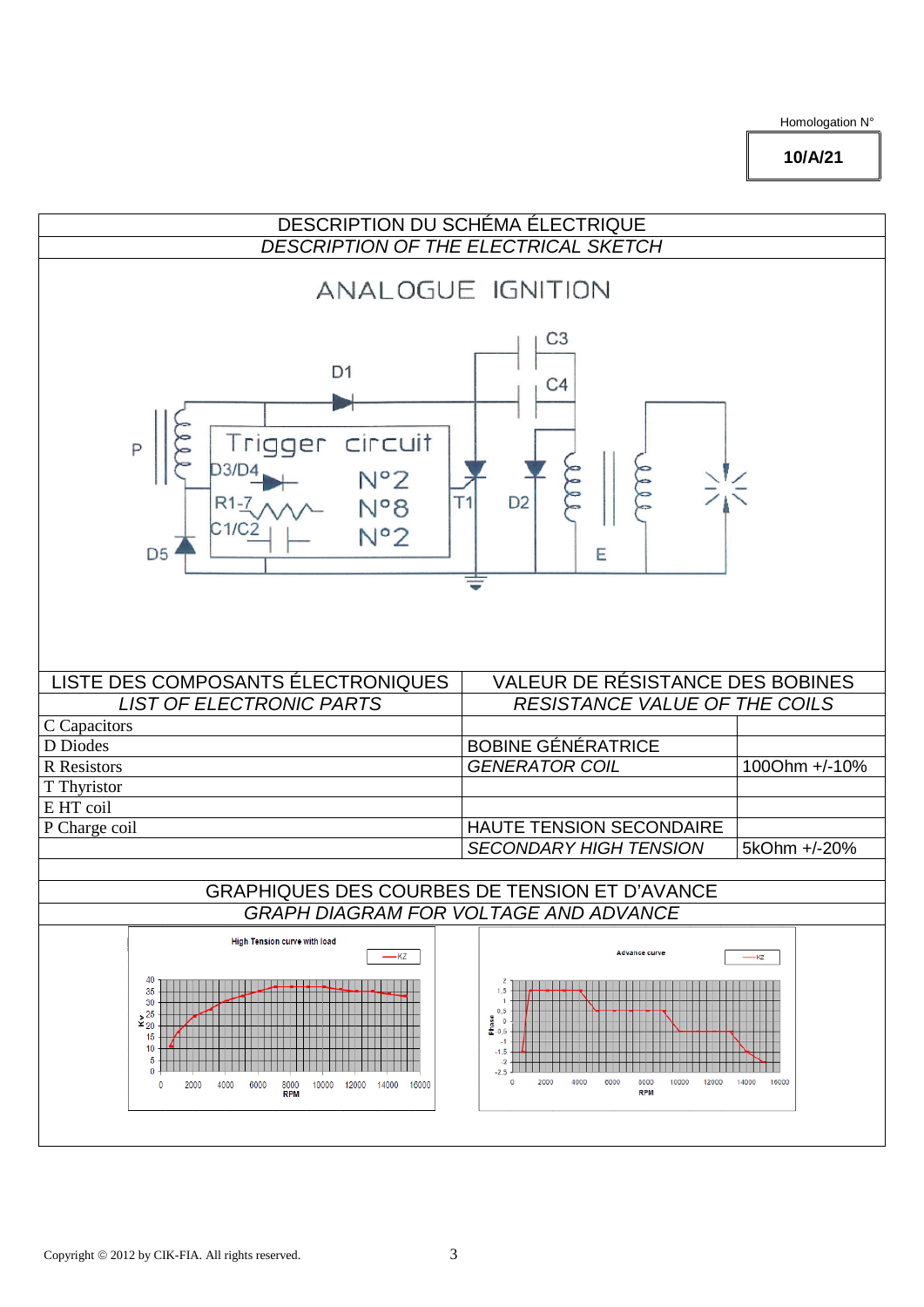Homologation N°

**10/A/21**

## DESCRIPTION DU SCHÉMA ÉLECTRIQUE

*DESCRIPTION OF THE ELECTRICAL SKETCH*

ANALOGUE IGNITION

C3
C4
D1
P
Trigger circuit
D3/D4 N°2
R1-7 N°8
C1/C2 N°2
T1
D2
D5
E

| LISTE DES COMPOSANTS ÉLECTRONIQUES *LIST OF ELECTRONIC PARTS* | VALEUR DE RÉSISTANCE DES BOBINES *RESISTANCE VALUE OF THE COILS* | |
|---|---|---|
| C Capacitors | | |
| D Diodes | BOBINE GÉNÉRATRICE | |
| R Resistors | *GENERATOR COIL* | 100Ohm +/-10% |
| T Thyristor | | |
| E HT coil | | |
| P Charge coil | HAUTE TENSION SECONDAIRE | |
| | *SECONDARY HIGH TENSION* | 5kOhm +/-20% |

## GRAPHIQUES DES COURBES DE TENSION ET D'AVANCE

*GRAPH DIAGRAM FOR VOLTAGE AND ADVANCE*

High Tension curve with load
KZ
Kv
40
35
30
25
20
15
10
5
0
0 2000 4000 6000 8000 10000 12000 14000 16000
RPM

Advance curve
KZ
Phase
2
1.5
1
0.5
0
-0.5
-1
-1.5
-2
-2.5
0 2000 4000 6000 8000 10000 12000 14000 16000
RPM

Copyright © 2012 by CIK-FIA. All rights reserved.